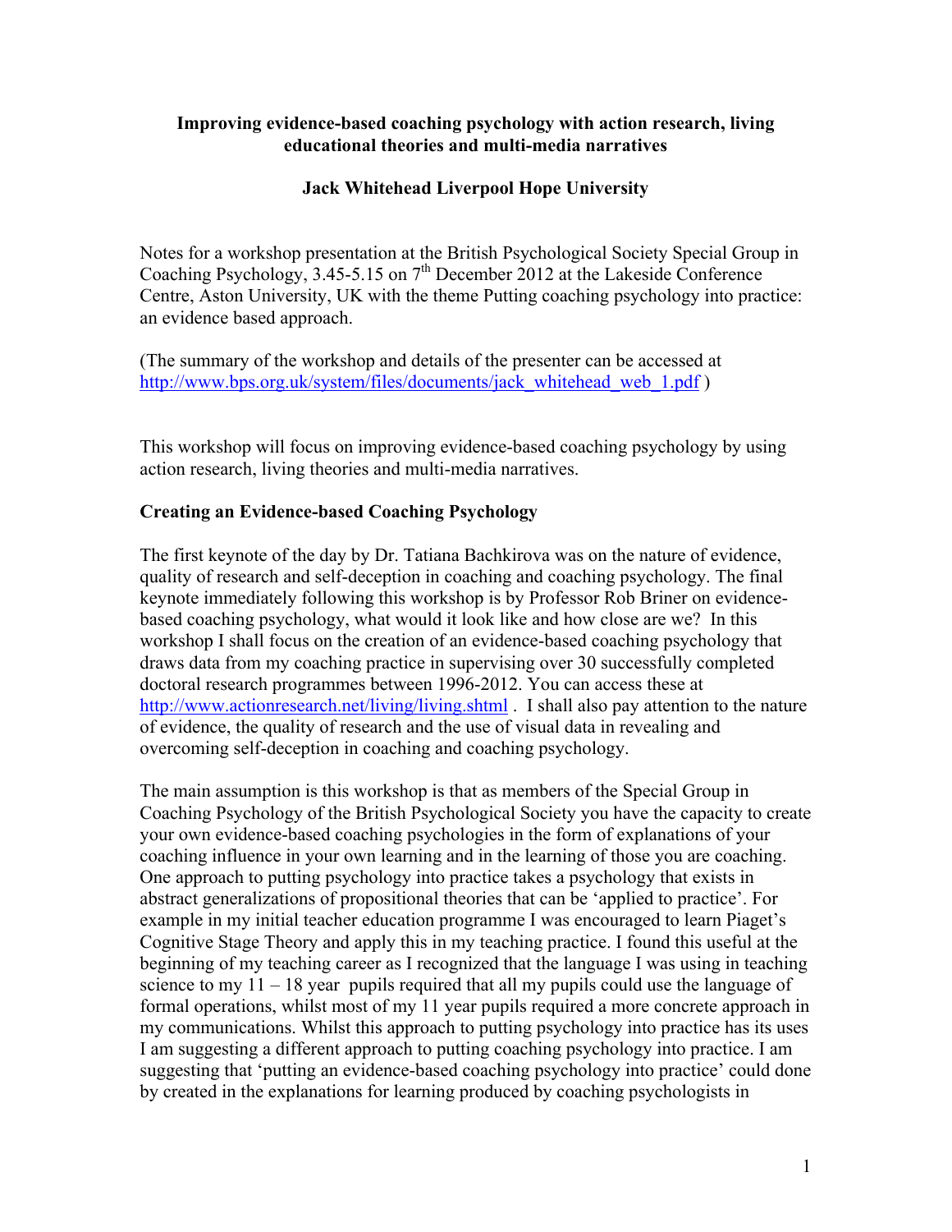**Improving evidence-based coaching psychology with action research, living educational theories and multi-media narratives**

**Jack Whitehead Liverpool Hope University**

Notes for a workshop presentation at the British Psychological Society Special Group in Coaching Psychology, 3.45-5.15 on 7th December 2012 at the Lakeside Conference Centre, Aston University, UK with the theme Putting coaching psychology into practice: an evidence based approach.

(The summary of the workshop and details of the presenter can be accessed at http://www.bps.org.uk/system/files/documents/jack_whitehead_web_1.pdf )

This workshop will focus on improving evidence-based coaching psychology by using action research, living theories and multi-media narratives.

**Creating an Evidence-based Coaching Psychology**

The first keynote of the day by Dr. Tatiana Bachkirova was on the nature of evidence, quality of research and self-deception in coaching and coaching psychology. The final keynote immediately following this workshop is by Professor Rob Briner on evidence-based coaching psychology, what would it look like and how close are we? In this workshop I shall focus on the creation of an evidence-based coaching psychology that draws data from my coaching practice in supervising over 30 successfully completed doctoral research programmes between 1996-2012. You can access these at http://www.actionresearch.net/living/living.shtml . I shall also pay attention to the nature of evidence, the quality of research and the use of visual data in revealing and overcoming self-deception in coaching and coaching psychology.

The main assumption is this workshop is that as members of the Special Group in Coaching Psychology of the British Psychological Society you have the capacity to create your own evidence-based coaching psychologies in the form of explanations of your coaching influence in your own learning and in the learning of those you are coaching. One approach to putting psychology into practice takes a psychology that exists in abstract generalizations of propositional theories that can be 'applied to practice'. For example in my initial teacher education programme I was encouraged to learn Piaget's Cognitive Stage Theory and apply this in my teaching practice. I found this useful at the beginning of my teaching career as I recognized that the language I was using in teaching science to my 11 – 18 year pupils required that all my pupils could use the language of formal operations, whilst most of my 11 year pupils required a more concrete approach in my communications. Whilst this approach to putting psychology into practice has its uses I am suggesting a different approach to putting coaching psychology into practice. I am suggesting that 'putting an evidence-based coaching psychology into practice' could done by created in the explanations for learning produced by coaching psychologists in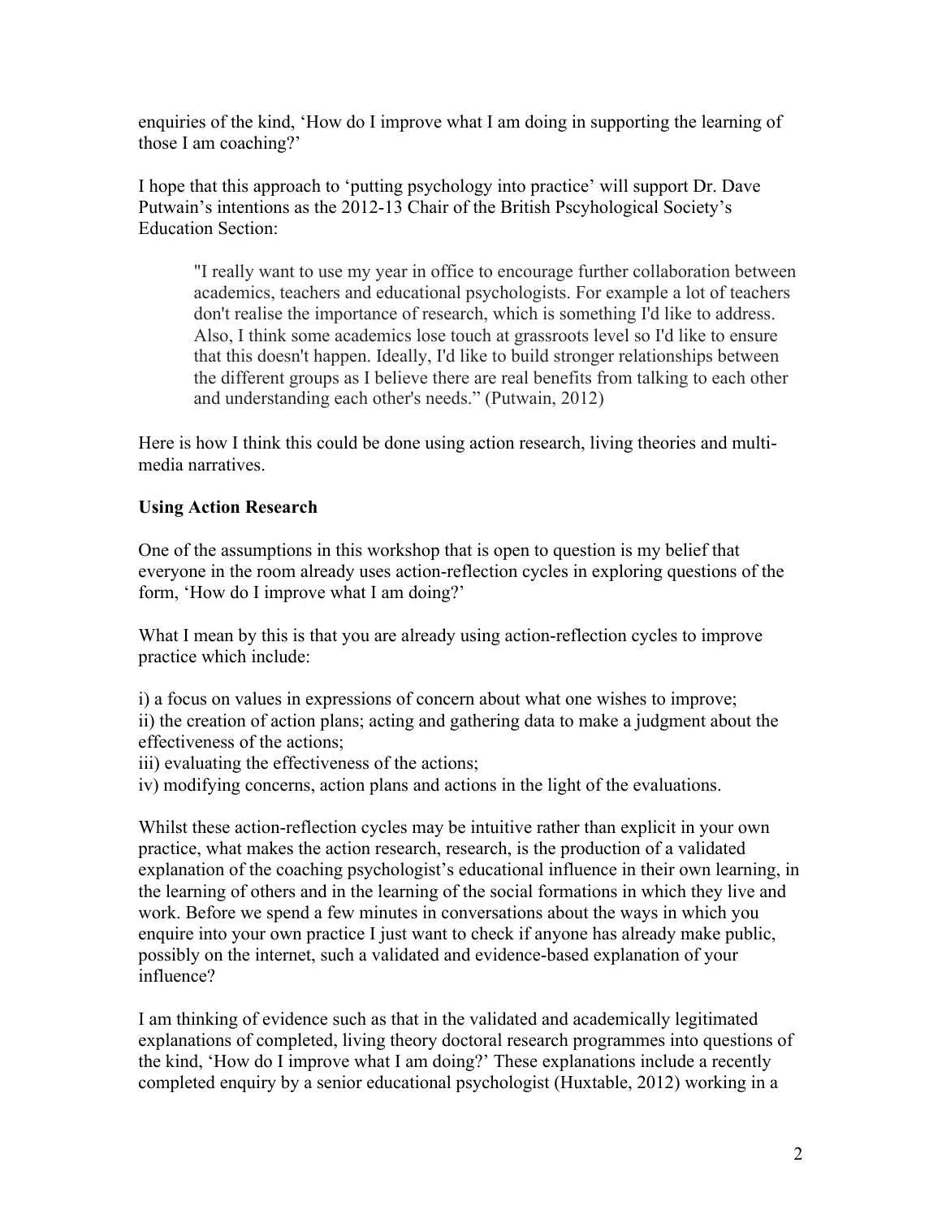enquiries of the kind, 'How do I improve what I am doing in supporting the learning of those I am coaching?'

I hope that this approach to 'putting psychology into practice' will support Dr. Dave Putwain's intentions as the 2012-13 Chair of the British Pscyhological Society's Education Section:

> "I really want to use my year in office to encourage further collaboration between academics, teachers and educational psychologists. For example a lot of teachers don't realise the importance of research, which is something I'd like to address. Also, I think some academics lose touch at grassroots level so I'd like to ensure that this doesn't happen. Ideally, I'd like to build stronger relationships between the different groups as I believe there are real benefits from talking to each other and understanding each other's needs." (Putwain, 2012)

Here is how I think this could be done using action research, living theories and multi-media narratives.

**Using Action Research**

One of the assumptions in this workshop that is open to question is my belief that everyone in the room already uses action-reflection cycles in exploring questions of the form, 'How do I improve what I am doing?'

What I mean by this is that you are already using action-reflection cycles to improve practice which include:

i) a focus on values in expressions of concern about what one wishes to improve;
ii) the creation of action plans; acting and gathering data to make a judgment about the effectiveness of the actions;
iii) evaluating the effectiveness of the actions;
iv) modifying concerns, action plans and actions in the light of the evaluations.

Whilst these action-reflection cycles may be intuitive rather than explicit in your own practice, what makes the action research, research, is the production of a validated explanation of the coaching psychologist's educational influence in their own learning, in the learning of others and in the learning of the social formations in which they live and work. Before we spend a few minutes in conversations about the ways in which you enquire into your own practice I just want to check if anyone has already make public, possibly on the internet, such a validated and evidence-based explanation of your influence?

I am thinking of evidence such as that in the validated and academically legitimated explanations of completed, living theory doctoral research programmes into questions of the kind, 'How do I improve what I am doing?' These explanations include a recently completed enquiry by a senior educational psychologist (Huxtable, 2012) working in a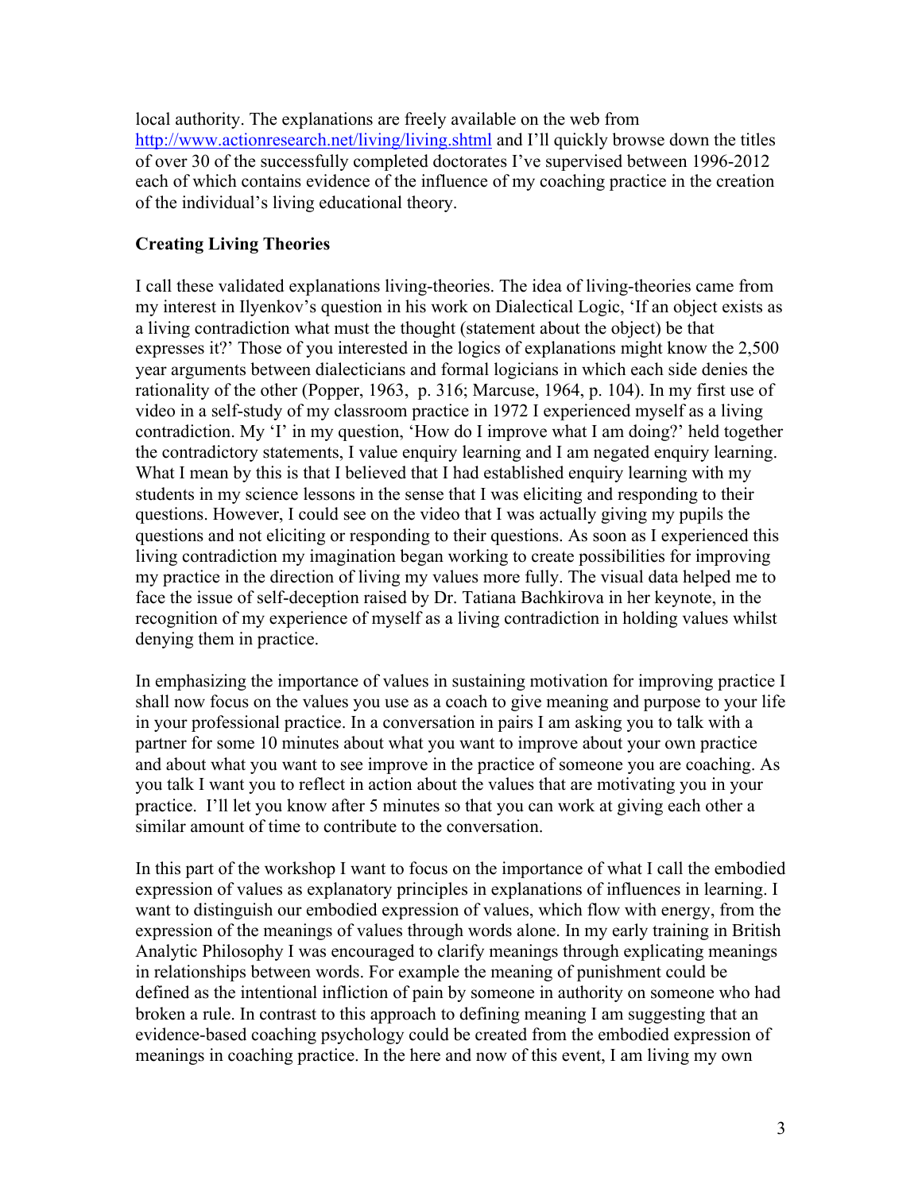local authority. The explanations are freely available on the web from http://www.actionresearch.net/living/living.shtml and I'll quickly browse down the titles of over 30 of the successfully completed doctorates I've supervised between 1996-2012 each of which contains evidence of the influence of my coaching practice in the creation of the individual's living educational theory.

## Creating Living Theories

I call these validated explanations living-theories. The idea of living-theories came from my interest in Ilyenkov's question in his work on Dialectical Logic, 'If an object exists as a living contradiction what must the thought (statement about the object) be that expresses it?' Those of you interested in the logics of explanations might know the 2,500 year arguments between dialecticians and formal logicians in which each side denies the rationality of the other (Popper, 1963, p. 316; Marcuse, 1964, p. 104). In my first use of video in a self-study of my classroom practice in 1972 I experienced myself as a living contradiction. My 'I' in my question, 'How do I improve what I am doing?' held together the contradictory statements, I value enquiry learning and I am negated enquiry learning. What I mean by this is that I believed that I had established enquiry learning with my students in my science lessons in the sense that I was eliciting and responding to their questions. However, I could see on the video that I was actually giving my pupils the questions and not eliciting or responding to their questions. As soon as I experienced this living contradiction my imagination began working to create possibilities for improving my practice in the direction of living my values more fully. The visual data helped me to face the issue of self-deception raised by Dr. Tatiana Bachkirova in her keynote, in the recognition of my experience of myself as a living contradiction in holding values whilst denying them in practice.

In emphasizing the importance of values in sustaining motivation for improving practice I shall now focus on the values you use as a coach to give meaning and purpose to your life in your professional practice. In a conversation in pairs I am asking you to talk with a partner for some 10 minutes about what you want to improve about your own practice and about what you want to see improve in the practice of someone you are coaching. As you talk I want you to reflect in action about the values that are motivating you in your practice. I'll let you know after 5 minutes so that you can work at giving each other a similar amount of time to contribute to the conversation.

In this part of the workshop I want to focus on the importance of what I call the embodied expression of values as explanatory principles in explanations of influences in learning. I want to distinguish our embodied expression of values, which flow with energy, from the expression of the meanings of values through words alone. In my early training in British Analytic Philosophy I was encouraged to clarify meanings through explicating meanings in relationships between words. For example the meaning of punishment could be defined as the intentional infliction of pain by someone in authority on someone who had broken a rule. In contrast to this approach to defining meaning I am suggesting that an evidence-based coaching psychology could be created from the embodied expression of meanings in coaching practice. In the here and now of this event, I am living my own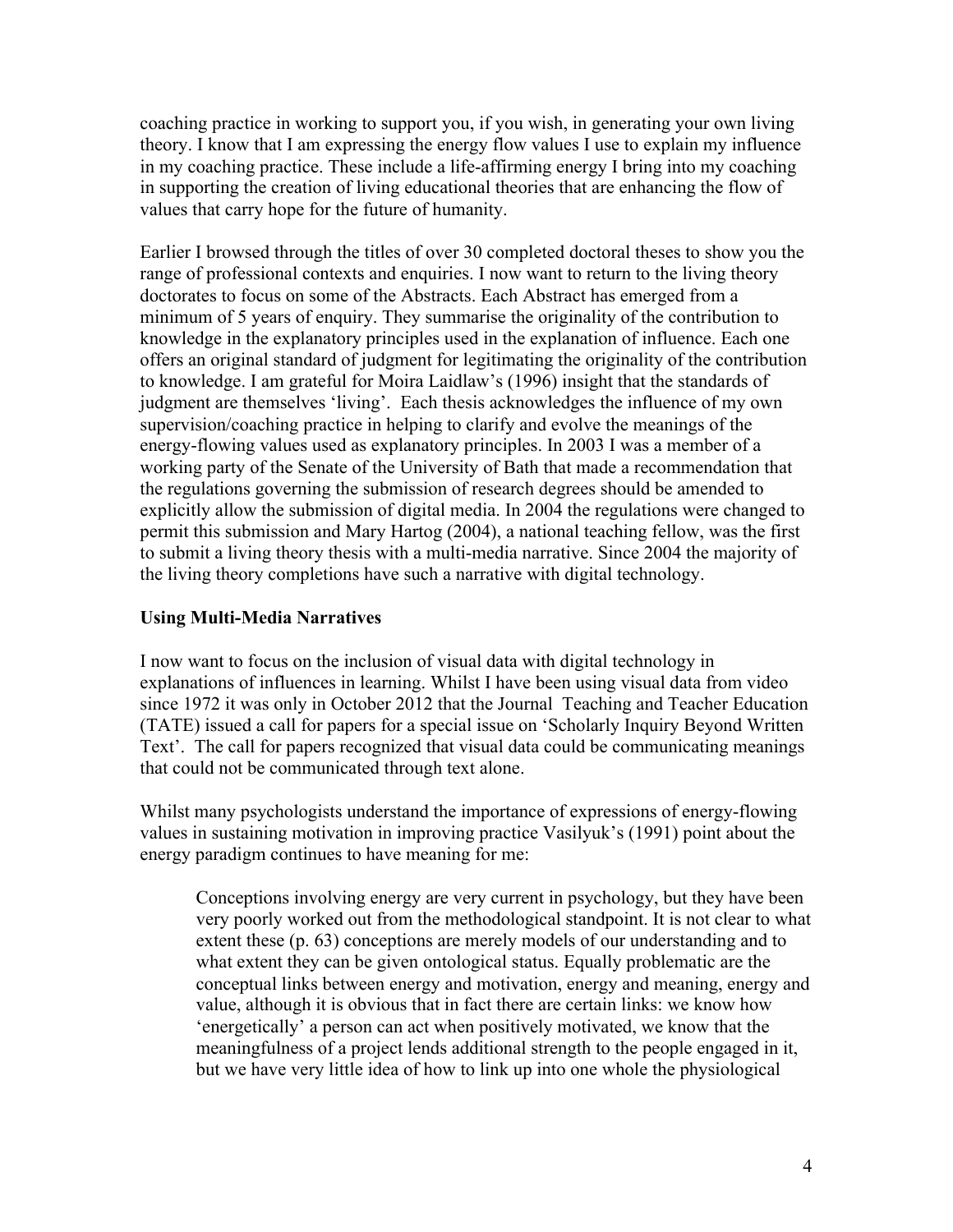coaching practice in working to support you, if you wish, in generating your own living theory. I know that I am expressing the energy flow values I use to explain my influence in my coaching practice. These include a life-affirming energy I bring into my coaching in supporting the creation of living educational theories that are enhancing the flow of values that carry hope for the future of humanity.

Earlier I browsed through the titles of over 30 completed doctoral theses to show you the range of professional contexts and enquiries. I now want to return to the living theory doctorates to focus on some of the Abstracts. Each Abstract has emerged from a minimum of 5 years of enquiry. They summarise the originality of the contribution to knowledge in the explanatory principles used in the explanation of influence. Each one offers an original standard of judgment for legitimating the originality of the contribution to knowledge. I am grateful for Moira Laidlaw's (1996) insight that the standards of judgment are themselves 'living'. Each thesis acknowledges the influence of my own supervision/coaching practice in helping to clarify and evolve the meanings of the energy-flowing values used as explanatory principles. In 2003 I was a member of a working party of the Senate of the University of Bath that made a recommendation that the regulations governing the submission of research degrees should be amended to explicitly allow the submission of digital media. In 2004 the regulations were changed to permit this submission and Mary Hartog (2004), a national teaching fellow, was the first to submit a living theory thesis with a multi-media narrative. Since 2004 the majority of the living theory completions have such a narrative with digital technology.

### Using Multi-Media Narratives

I now want to focus on the inclusion of visual data with digital technology in explanations of influences in learning. Whilst I have been using visual data from video since 1972 it was only in October 2012 that the Journal Teaching and Teacher Education (TATE) issued a call for papers for a special issue on 'Scholarly Inquiry Beyond Written Text'. The call for papers recognized that visual data could be communicating meanings that could not be communicated through text alone.

Whilst many psychologists understand the importance of expressions of energy-flowing values in sustaining motivation in improving practice Vasilyuk's (1991) point about the energy paradigm continues to have meaning for me:

> Conceptions involving energy are very current in psychology, but they have been very poorly worked out from the methodological standpoint. It is not clear to what extent these (p. 63) conceptions are merely models of our understanding and to what extent they can be given ontological status. Equally problematic are the conceptual links between energy and motivation, energy and meaning, energy and value, although it is obvious that in fact there are certain links: we know how 'energetically' a person can act when positively motivated, we know that the meaningfulness of a project lends additional strength to the people engaged in it, but we have very little idea of how to link up into one whole the physiological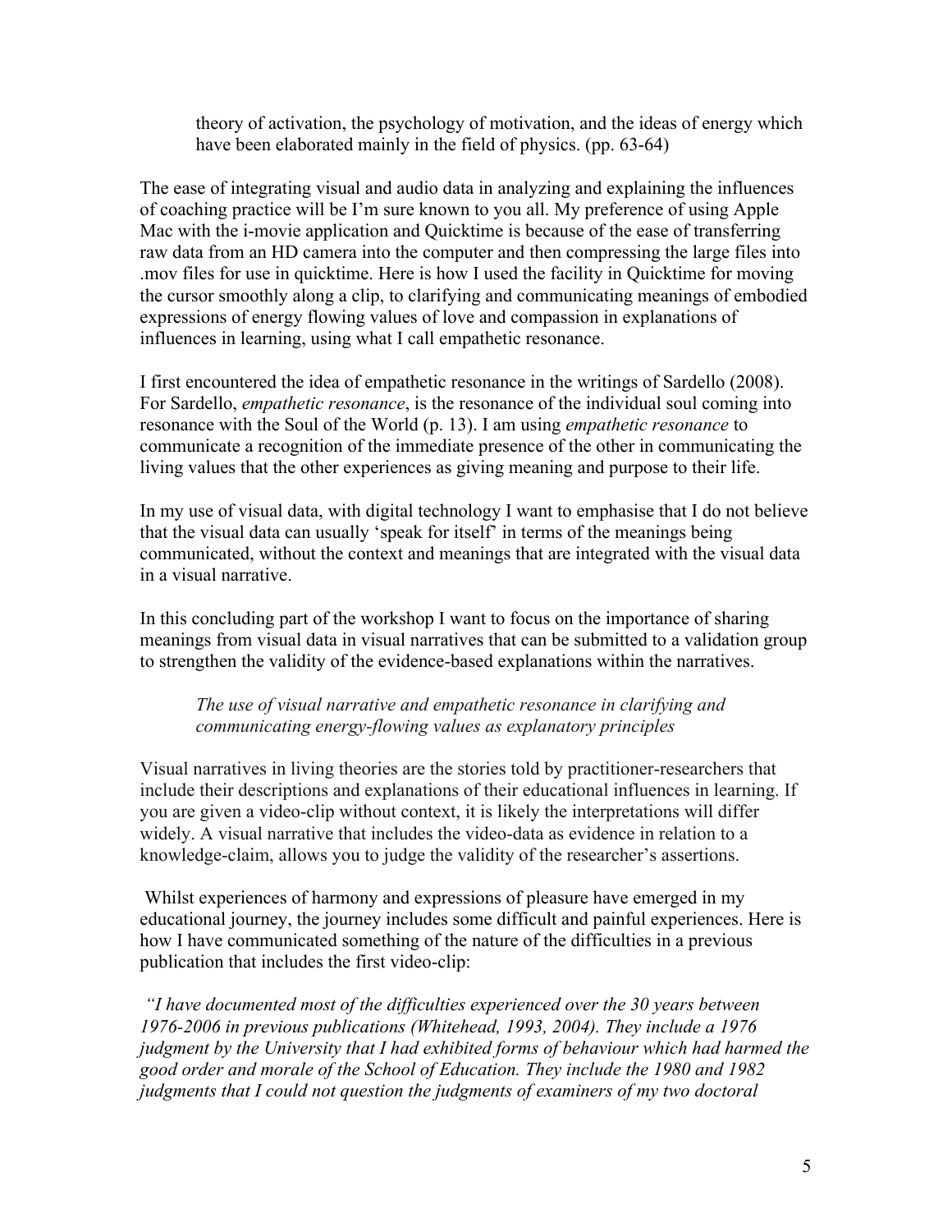> theory of activation, the psychology of motivation, and the ideas of energy which have been elaborated mainly in the field of physics. (pp. 63-64)

The ease of integrating visual and audio data in analyzing and explaining the influences of coaching practice will be I'm sure known to you all. My preference of using Apple Mac with the i-movie application and Quicktime is because of the ease of transferring raw data from an HD camera into the computer and then compressing the large files into .mov files for use in quicktime. Here is how I used the facility in Quicktime for moving the cursor smoothly along a clip, to clarifying and communicating meanings of embodied expressions of energy flowing values of love and compassion in explanations of influences in learning, using what I call empathetic resonance.

I first encountered the idea of empathetic resonance in the writings of Sardello (2008). For Sardello, *empathetic resonance*, is the resonance of the individual soul coming into resonance with the Soul of the World (p. 13). I am using *empathetic resonance* to communicate a recognition of the immediate presence of the other in communicating the living values that the other experiences as giving meaning and purpose to their life.

In my use of visual data, with digital technology I want to emphasise that I do not believe that the visual data can usually 'speak for itself' in terms of the meanings being communicated, without the context and meanings that are integrated with the visual data in a visual narrative.

In this concluding part of the workshop I want to focus on the importance of sharing meanings from visual data in visual narratives that can be submitted to a validation group to strengthen the validity of the evidence-based explanations within the narratives.

*The use of visual narrative and empathetic resonance in clarifying and communicating energy-flowing values as explanatory principles*

Visual narratives in living theories are the stories told by practitioner-researchers that include their descriptions and explanations of their educational influences in learning. If you are given a video-clip without context, it is likely the interpretations will differ widely. A visual narrative that includes the video-data as evidence in relation to a knowledge-claim, allows you to judge the validity of the researcher's assertions.

Whilst experiences of harmony and expressions of pleasure have emerged in my educational journey, the journey includes some difficult and painful experiences. Here is how I have communicated something of the nature of the difficulties in a previous publication that includes the first video-clip:

*"I have documented most of the difficulties experienced over the 30 years between 1976-2006 in previous publications (Whitehead, 1993, 2004). They include a 1976 judgment by the University that I had exhibited forms of behaviour which had harmed the good order and morale of the School of Education. They include the 1980 and 1982 judgments that I could not question the judgments of examiners of my two doctoral*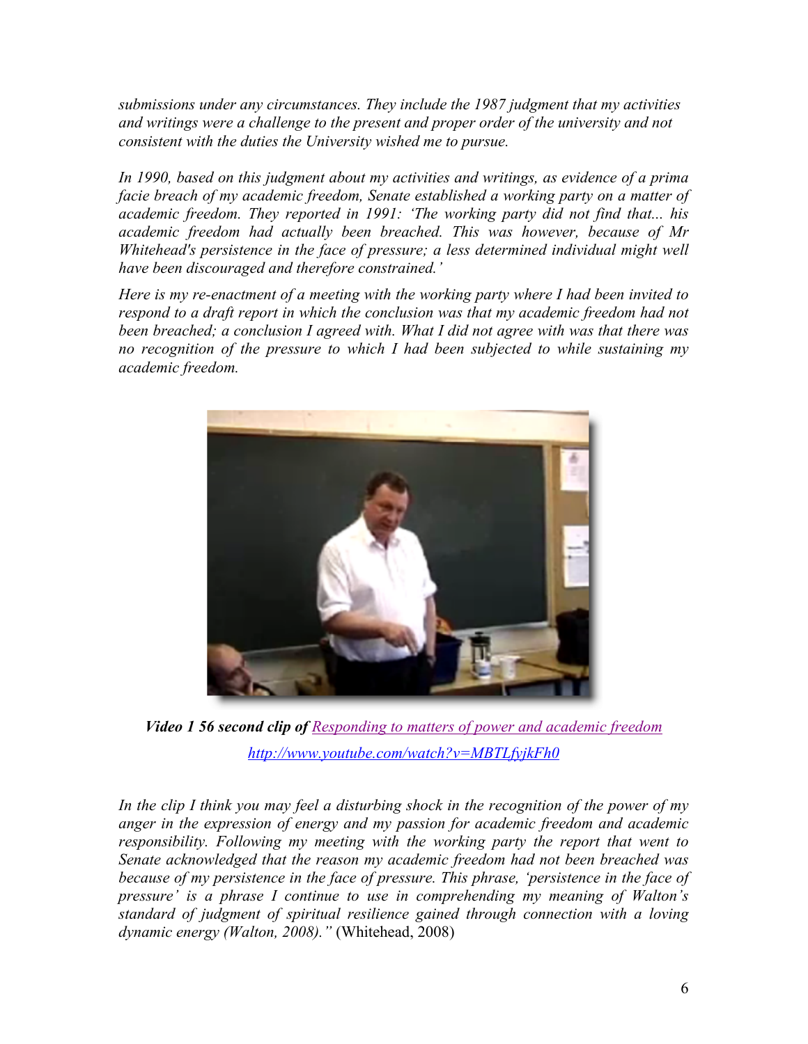*submissions under any circumstances. They include the 1987 judgment that my activities and writings were a challenge to the present and proper order of the university and not consistent with the duties the University wished me to pursue.*

*In 1990, based on this judgment about my activities and writings, as evidence of a prima facie breach of my academic freedom, Senate established a working party on a matter of academic freedom. They reported in 1991: 'The working party did not find that... his academic freedom had actually been breached. This was however, because of Mr Whitehead's persistence in the face of pressure; a less determined individual might well have been discouraged and therefore constrained.'*

*Here is my re-enactment of a meeting with the working party where I had been invited to respond to a draft report in which the conclusion was that my academic freedom had not been breached; a conclusion I agreed with. What I did not agree with was that there was no recognition of the pressure to which I had been subjected to while sustaining my academic freedom.*

***Video 1 56 second clip of*** [*Responding to matters of power and academic freedom*](http://www.youtube.com/watch?v=MBTLfyjkFh0)

*http://www.youtube.com/watch?v=MBTLfyjkFh0*

*In the clip I think you may feel a disturbing shock in the recognition of the power of my anger in the expression of energy and my passion for academic freedom and academic responsibility. Following my meeting with the working party the report that went to Senate acknowledged that the reason my academic freedom had not been breached was because of my persistence in the face of pressure. This phrase, 'persistence in the face of pressure' is a phrase I continue to use in comprehending my meaning of Walton's standard of judgment of spiritual resilience gained through connection with a loving dynamic energy (Walton, 2008)."* (Whitehead, 2008)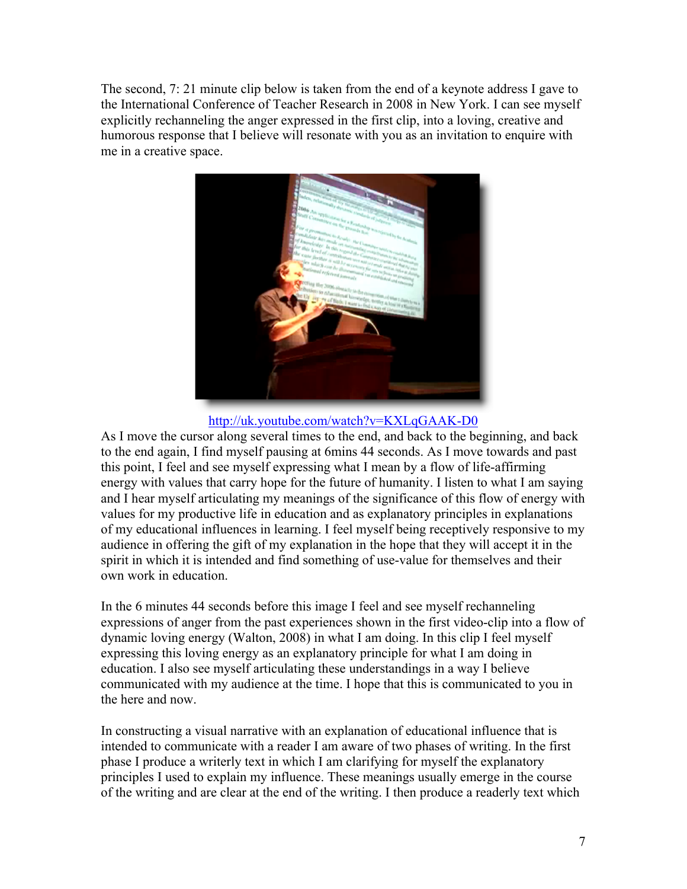The second, 7: 21 minute clip below is taken from the end of a keynote address I gave to the International Conference of Teacher Research in 2008 in New York. I can see myself explicitly rechanneling the anger expressed in the first clip, into a loving, creative and humorous response that I believe will resonate with you as an invitation to enquire with me in a creative space.

http://uk.youtube.com/watch?v=KXLqGAAK-D0

As I move the cursor along several times to the end, and back to the beginning, and back to the end again, I find myself pausing at 6mins 44 seconds. As I move towards and past this point, I feel and see myself expressing what I mean by a flow of life-affirming energy with values that carry hope for the future of humanity. I listen to what I am saying and I hear myself articulating my meanings of the significance of this flow of energy with values for my productive life in education and as explanatory principles in explanations of my educational influences in learning. I feel myself being receptively responsive to my audience in offering the gift of my explanation in the hope that they will accept it in the spirit in which it is intended and find something of use-value for themselves and their own work in education.

In the 6 minutes 44 seconds before this image I feel and see myself rechanneling expressions of anger from the past experiences shown in the first video-clip into a flow of dynamic loving energy (Walton, 2008) in what I am doing. In this clip I feel myself expressing this loving energy as an explanatory principle for what I am doing in education. I also see myself articulating these understandings in a way I believe communicated with my audience at the time. I hope that this is communicated to you in the here and now.

In constructing a visual narrative with an explanation of educational influence that is intended to communicate with a reader I am aware of two phases of writing. In the first phase I produce a writerly text in which I am clarifying for myself the explanatory principles I used to explain my influence. These meanings usually emerge in the course of the writing and are clear at the end of the writing. I then produce a readerly text which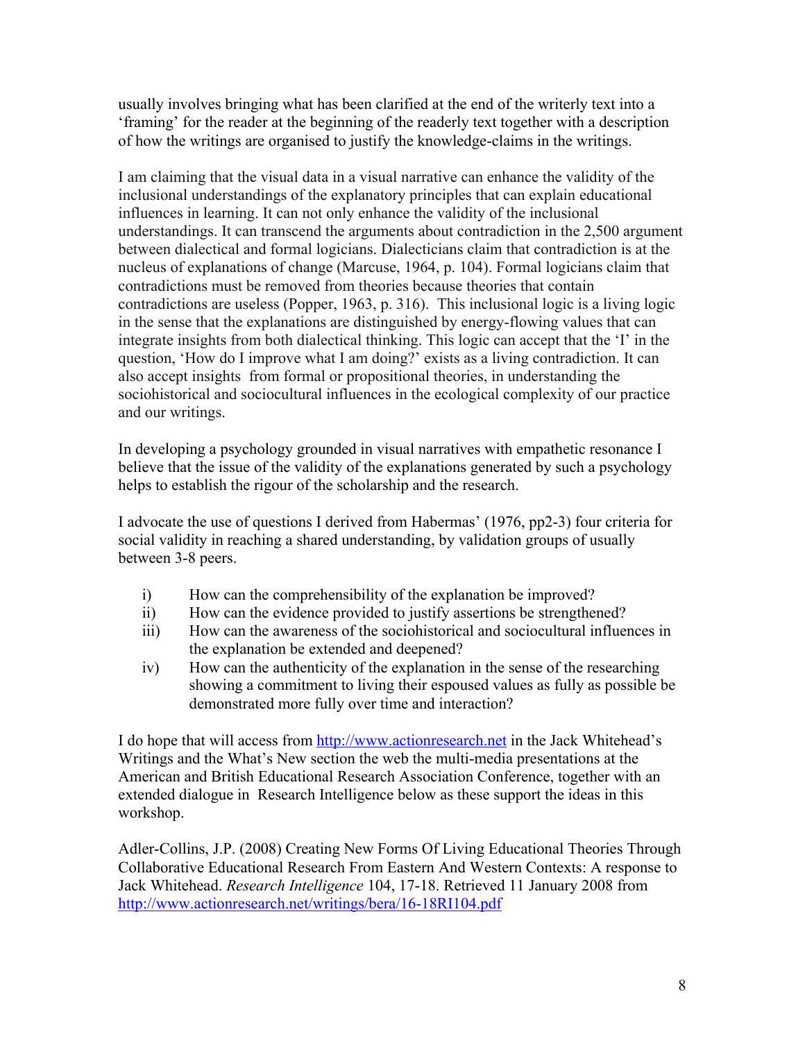usually involves bringing what has been clarified at the end of the writerly text into a 'framing' for the reader at the beginning of the readerly text together with a description of how the writings are organised to justify the knowledge-claims in the writings.

I am claiming that the visual data in a visual narrative can enhance the validity of the inclusional understandings of the explanatory principles that can explain educational influences in learning. It can not only enhance the validity of the inclusional understandings. It can transcend the arguments about contradiction in the 2,500 argument between dialectical and formal logicians. Dialecticians claim that contradiction is at the nucleus of explanations of change (Marcuse, 1964, p. 104). Formal logicians claim that contradictions must be removed from theories because theories that contain contradictions are useless (Popper, 1963, p. 316). This inclusional logic is a living logic in the sense that the explanations are distinguished by energy-flowing values that can integrate insights from both dialectical thinking. This logic can accept that the 'I' in the question, 'How do I improve what I am doing?' exists as a living contradiction. It can also accept insights from formal or propositional theories, in understanding the sociohistorical and sociocultural influences in the ecological complexity of our practice and our writings.

In developing a psychology grounded in visual narratives with empathetic resonance I believe that the issue of the validity of the explanations generated by such a psychology helps to establish the rigour of the scholarship and the research.

I advocate the use of questions I derived from Habermas' (1976, pp2-3) four criteria for social validity in reaching a shared understanding, by validation groups of usually between 3-8 peers.

i) How can the comprehensibility of the explanation be improved?
ii) How can the evidence provided to justify assertions be strengthened?
iii) How can the awareness of the sociohistorical and sociocultural influences in the explanation be extended and deepened?
iv) How can the authenticity of the explanation in the sense of the researching showing a commitment to living their espoused values as fully as possible be demonstrated more fully over time and interaction?

I do hope that will access from http://www.actionresearch.net in the Jack Whitehead's Writings and the What's New section the web the multi-media presentations at the American and British Educational Research Association Conference, together with an extended dialogue in Research Intelligence below as these support the ideas in this workshop.

Adler-Collins, J.P. (2008) Creating New Forms Of Living Educational Theories Through Collaborative Educational Research From Eastern And Western Contexts: A response to Jack Whitehead. *Research Intelligence* 104, 17-18. Retrieved 11 January 2008 from http://www.actionresearch.net/writings/bera/16-18RI104.pdf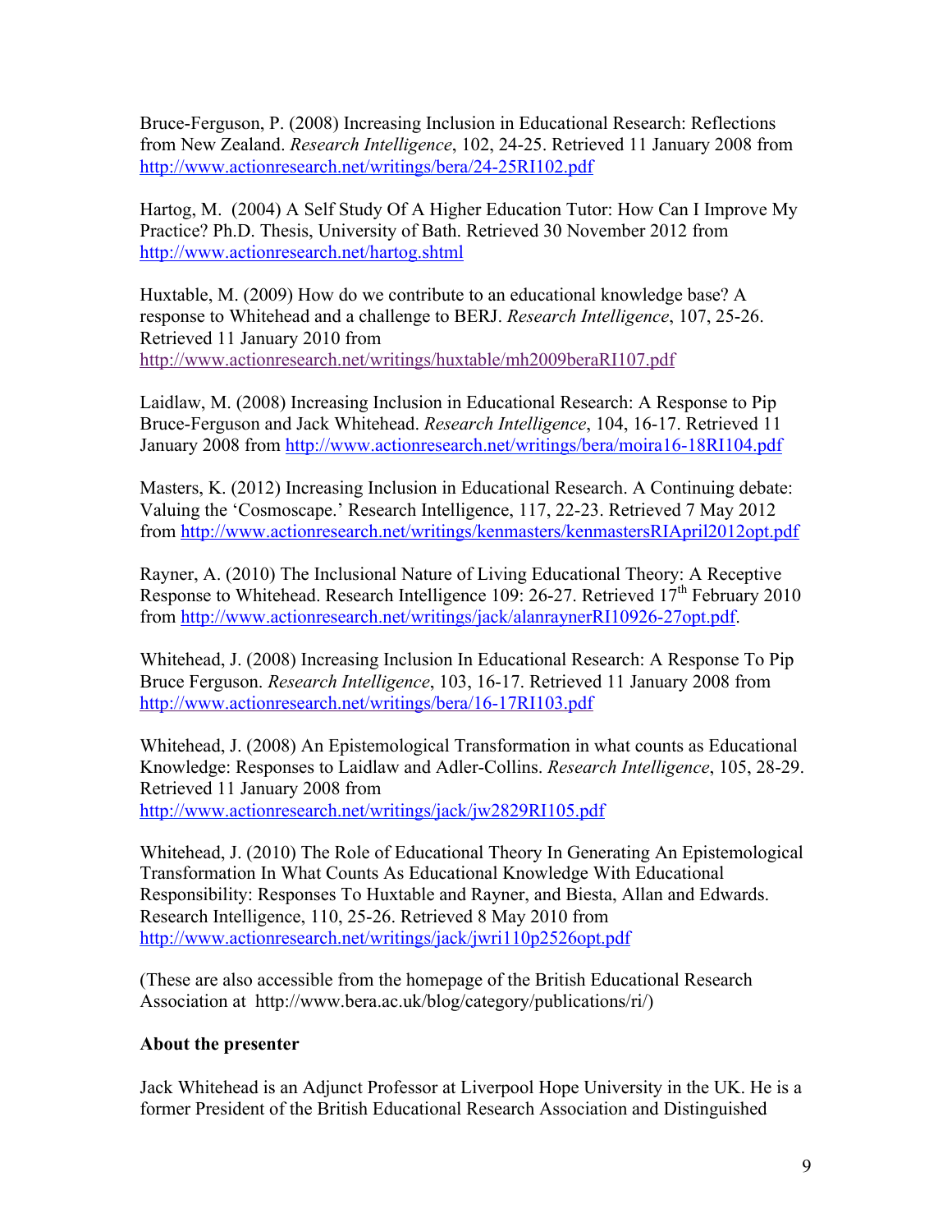Bruce-Ferguson, P. (2008) Increasing Inclusion in Educational Research: Reflections from New Zealand. *Research Intelligence*, 102, 24-25. Retrieved 11 January 2008 from http://www.actionresearch.net/writings/bera/24-25RI102.pdf

Hartog, M. (2004) A Self Study Of A Higher Education Tutor: How Can I Improve My Practice? Ph.D. Thesis, University of Bath. Retrieved 30 November 2012 from http://www.actionresearch.net/hartog.shtml

Huxtable, M. (2009) How do we contribute to an educational knowledge base? A response to Whitehead and a challenge to BERJ. *Research Intelligence*, 107, 25-26. Retrieved 11 January 2010 from http://www.actionresearch.net/writings/huxtable/mh2009beraRI107.pdf

Laidlaw, M. (2008) Increasing Inclusion in Educational Research: A Response to Pip Bruce-Ferguson and Jack Whitehead. *Research Intelligence*, 104, 16-17. Retrieved 11 January 2008 from http://www.actionresearch.net/writings/bera/moira16-18RI104.pdf

Masters, K. (2012) Increasing Inclusion in Educational Research. A Continuing debate: Valuing the 'Cosmoscape.' Research Intelligence, 117, 22-23. Retrieved 7 May 2012 from http://www.actionresearch.net/writings/kenmasters/kenmastersRIApril2012opt.pdf

Rayner, A. (2010) The Inclusional Nature of Living Educational Theory: A Receptive Response to Whitehead. Research Intelligence 109: 26-27. Retrieved 17th February 2010 from http://www.actionresearch.net/writings/jack/alanraynerRI10926-27opt.pdf.

Whitehead, J. (2008) Increasing Inclusion In Educational Research: A Response To Pip Bruce Ferguson. *Research Intelligence*, 103, 16-17. Retrieved 11 January 2008 from http://www.actionresearch.net/writings/bera/16-17RI103.pdf

Whitehead, J. (2008) An Epistemological Transformation in what counts as Educational Knowledge: Responses to Laidlaw and Adler-Collins. *Research Intelligence*, 105, 28-29. Retrieved 11 January 2008 from http://www.actionresearch.net/writings/jack/jw2829RI105.pdf

Whitehead, J. (2010) The Role of Educational Theory In Generating An Epistemological Transformation In What Counts As Educational Knowledge With Educational Responsibility: Responses To Huxtable and Rayner, and Biesta, Allan and Edwards. Research Intelligence, 110, 25-26. Retrieved 8 May 2010 from http://www.actionresearch.net/writings/jack/jwri110p2526opt.pdf

(These are also accessible from the homepage of the British Educational Research Association at http://www.bera.ac.uk/blog/category/publications/ri/)

**About the presenter**

Jack Whitehead is an Adjunct Professor at Liverpool Hope University in the UK. He is a former President of the British Educational Research Association and Distinguished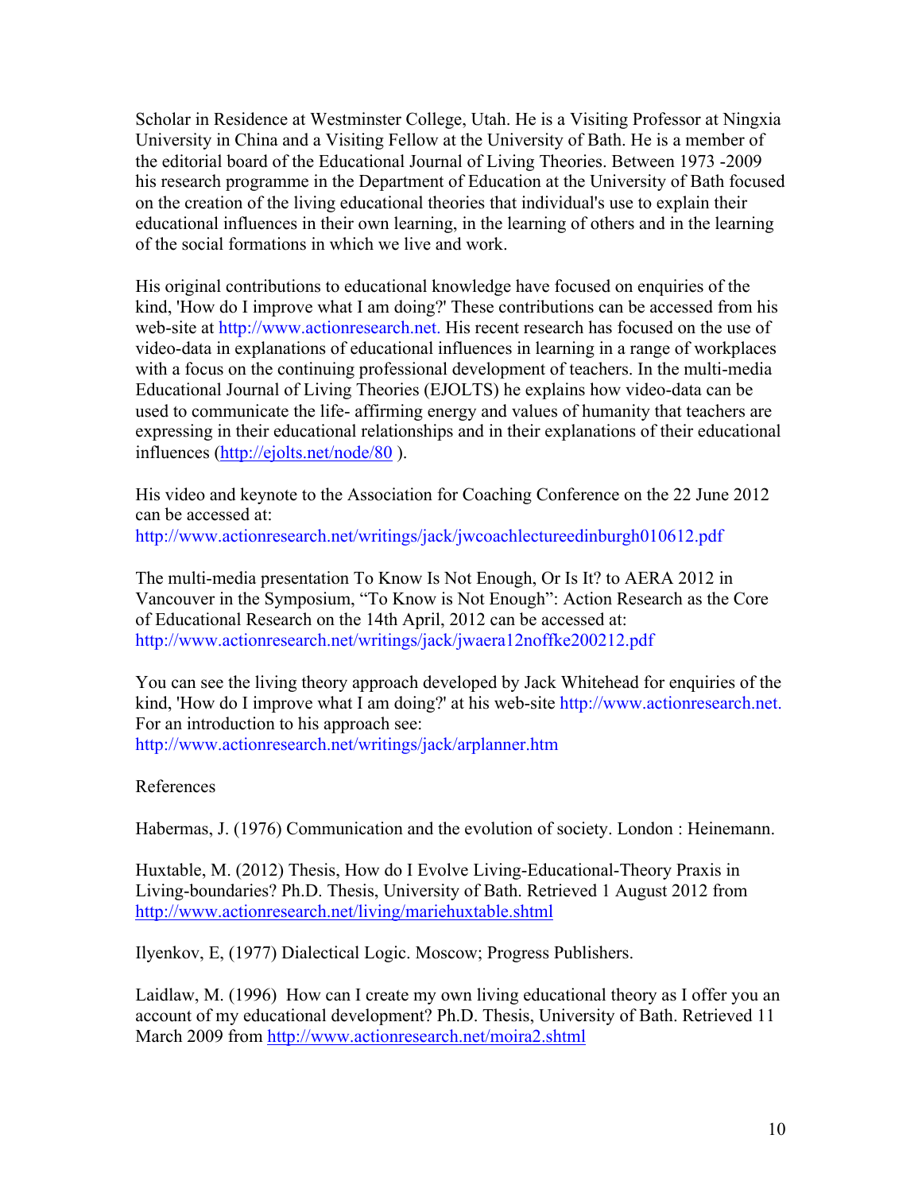Scholar in Residence at Westminster College, Utah. He is a Visiting Professor at Ningxia University in China and a Visiting Fellow at the University of Bath. He is a member of the editorial board of the Educational Journal of Living Theories. Between 1973 -2009 his research programme in the Department of Education at the University of Bath focused on the creation of the living educational theories that individual's use to explain their educational influences in their own learning, in the learning of others and in the learning of the social formations in which we live and work.

His original contributions to educational knowledge have focused on enquiries of the kind, 'How do I improve what I am doing?' These contributions can be accessed from his web-site at http://www.actionresearch.net. His recent research has focused on the use of video-data in explanations of educational influences in learning in a range of workplaces with a focus on the continuing professional development of teachers. In the multi-media Educational Journal of Living Theories (EJOLTS) he explains how video-data can be used to communicate the life- affirming energy and values of humanity that teachers are expressing in their educational relationships and in their explanations of their educational influences (http://ejolts.net/node/80 ).

His video and keynote to the Association for Coaching Conference on the 22 June 2012 can be accessed at:
http://www.actionresearch.net/writings/jack/jwcoachlectureedinburgh010612.pdf

The multi-media presentation To Know Is Not Enough, Or Is It? to AERA 2012 in Vancouver in the Symposium, "To Know is Not Enough": Action Research as the Core of Educational Research on the 14th April, 2012 can be accessed at:
http://www.actionresearch.net/writings/jack/jwaera12noffke200212.pdf

You can see the living theory approach developed by Jack Whitehead for enquiries of the kind, 'How do I improve what I am doing?' at his web-site http://www.actionresearch.net.
For an introduction to his approach see:
http://www.actionresearch.net/writings/jack/arplanner.htm

References

Habermas, J. (1976) Communication and the evolution of society. London : Heinemann.

Huxtable, M. (2012) Thesis, How do I Evolve Living-Educational-Theory Praxis in Living-boundaries? Ph.D. Thesis, University of Bath. Retrieved 1 August 2012 from http://www.actionresearch.net/living/mariehuxtable.shtml

Ilyenkov, E, (1977) Dialectical Logic. Moscow; Progress Publishers.

Laidlaw, M. (1996) How can I create my own living educational theory as I offer you an account of my educational development? Ph.D. Thesis, University of Bath. Retrieved 11 March 2009 from http://www.actionresearch.net/moira2.shtml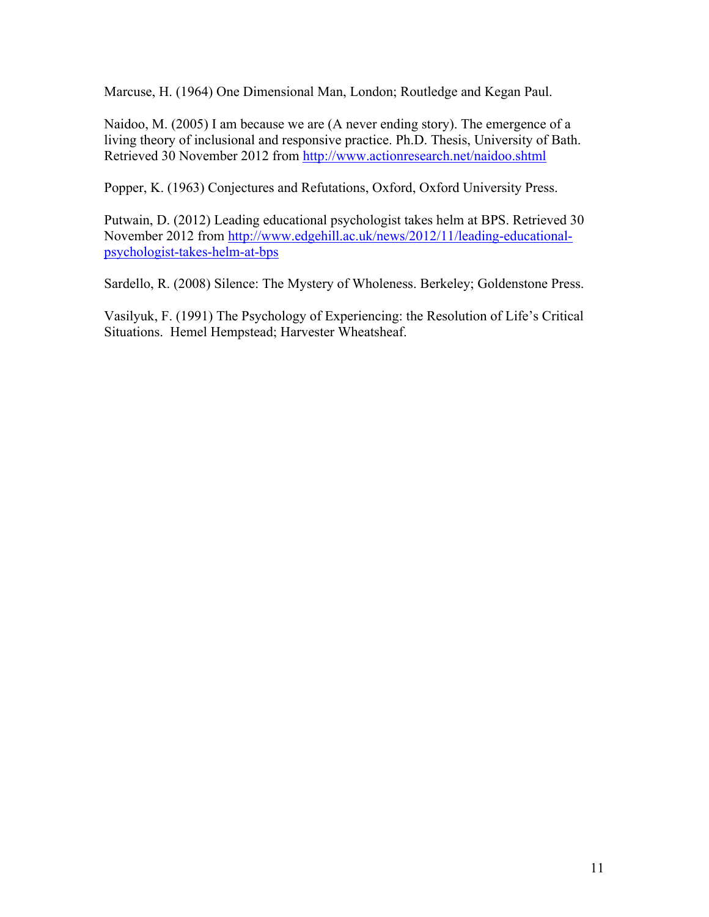Marcuse, H. (1964) One Dimensional Man, London; Routledge and Kegan Paul.

Naidoo, M. (2005) I am because we are (A never ending story). The emergence of a living theory of inclusional and responsive practice. Ph.D. Thesis, University of Bath. Retrieved 30 November 2012 from http://www.actionresearch.net/naidoo.shtml

Popper, K. (1963) Conjectures and Refutations, Oxford, Oxford University Press.

Putwain, D. (2012) Leading educational psychologist takes helm at BPS. Retrieved 30 November 2012 from http://www.edgehill.ac.uk/news/2012/11/leading-educational-psychologist-takes-helm-at-bps

Sardello, R. (2008) Silence: The Mystery of Wholeness. Berkeley; Goldenstone Press.

Vasilyuk, F. (1991) The Psychology of Experiencing: the Resolution of Life's Critical Situations. Hemel Hempstead; Harvester Wheatsheaf.